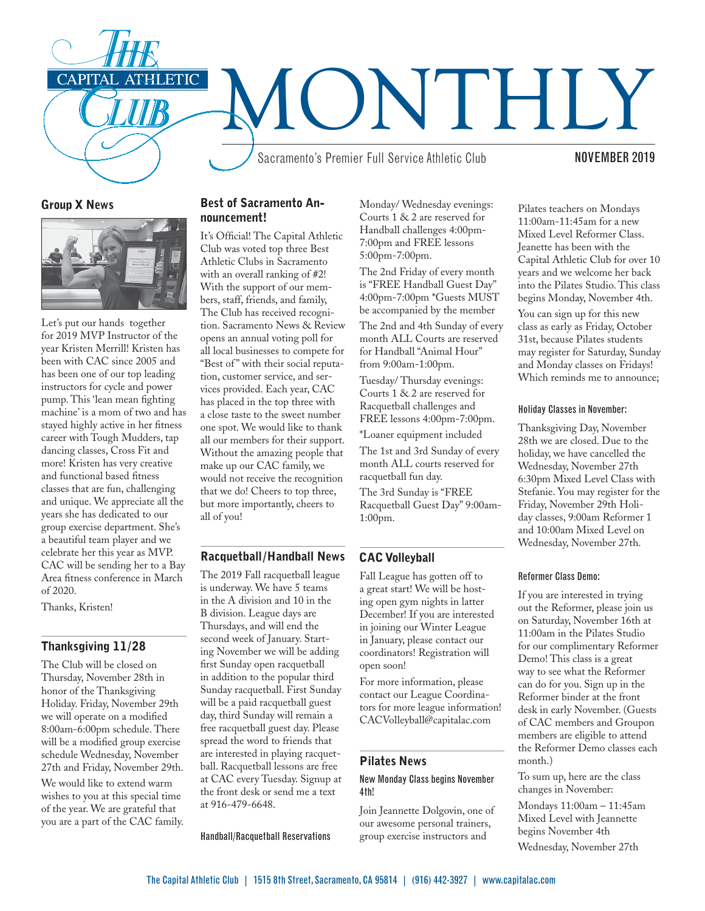# THE CAPITAL ATHLETIC CLUB MONTHLY

Sacramento's Premier Full Service Athletic Club

NOVEMBER 2019

## Group X News

Let's put our hands together for 2019 MVP Instructor of the year Kristen Merrill! Kristen has been with CAC since 2005 and has been one of our top leading instructors for cycle and power pump. This 'lean mean fighting machine' is a mom of two and has stayed highly active in her fitness career with Tough Mudders, tap dancing classes, Cross Fit and more! Kristen has very creative and functional based fitness classes that are fun, challenging and unique. We appreciate all the years she has dedicated to our group exercise department. She's a beautiful team player and we celebrate her this year as MVP. CAC will be sending her to a Bay Area fitness conference in March of 2020.

Thanks, Kristen!

## Thanksgiving 11/28

The Club will be closed on Thursday, November 28th in honor of the Thanksgiving Holiday. Friday, November 29th we will operate on a modified 8:00am-6:00pm schedule. There will be a modified group exercise schedule Wednesday, November 27th and Friday, November 29th.

We would like to extend warm wishes to you at this special time of the year. We are grateful that you are a part of the CAC family.

## Best of Sacramento Announcement!

It's Official! The Capital Athletic Club was voted top three Best Athletic Clubs in Sacramento with an overall ranking of #2! With the support of our members, staff, friends, and family, The Club has received recognition. Sacramento News & Review opens an annual voting poll for all local businesses to compete for "Best of" with their social reputation, customer service, and services provided. Each year, CAC has placed in the top three with a close taste to the sweet number one spot. We would like to thank all our members for their support. Without the amazing people that make up our CAC family, we would not receive the recognition that we do! Cheers to top three, but more importantly, cheers to all of you!

## Racquetball/Handball News

The 2019 Fall racquetball league is underway. We have 5 teams in the A division and 10 in the B division. League days are Thursdays, and will end the second week of January. Starting November we will be adding first Sunday open racquetball in addition to the popular third Sunday racquetball. First Sunday will be a paid racquetball guest day, third Sunday will remain a free racquetball guest day. Please spread the word to friends that are interested in playing racquetball. Racquetball lessons are free at CAC every Tuesday. Signup at the front desk or send me a text at 916-479-6648.

### Handball/Racquetball Reservations

Monday/ Wednesday evenings: Courts 1 & 2 are reserved for Handball challenges 4:00pm-7:00pm and FREE lessons 5:00pm-7:00pm.

The 2nd Friday of every month is "FREE Handball Guest Day" 4:00pm-7:00pm *Guests MUST be accompanied by the member

The 2nd and 4th Sunday of every month ALL Courts are reserved for Handball "Animal Hour" from 9:00am-1:00pm.

Tuesday/ Thursday evenings: Courts 1 & 2 are reserved for Racquetball challenges and FREE lessons 4:00pm-7:00pm.

*Loaner equipment included

The 1st and 3rd Sunday of every month ALL courts reserved for racquetball fun day.

The 3rd Sunday is "FREE Racquetball Guest Day" 9:00am-1:00pm.

## CAC Volleyball

Fall League has gotten off to a great start! We will be hosting open gym nights in latter December! If you are interested in joining our Winter League in January, please contact our coordinators! Registration will open soon!

For more information, please contact our League Coordinators for more league information! CACVolleyball@capitalac.com

## Pilates News

### New Monday Class begins November 4th!

Join Jeannette Dolgovin, one of our awesome personal trainers, group exercise instructors and Pilates teachers on Mondays 11:00am-11:45am for a new Mixed Level Reformer Class. Jeanette has been with the Capital Athletic Club for over 10 years and we welcome her back into the Pilates Studio. This class begins Monday, November 4th.

You can sign up for this new class as early as Friday, October 31st, because Pilates students may register for Saturday, Sunday and Monday classes on Fridays! Which reminds me to announce;

### Holiday Classes in November:

Thanksgiving Day, November 28th we are closed. Due to the holiday, we have cancelled the Wednesday, November 27th 6:30pm Mixed Level Class with Stefanie. You may register for the Friday, November 29th Holiday classes, 9:00am Reformer 1 and 10:00am Mixed Level on Wednesday, November 27th.

### Reformer Class Demo:

If you are interested in trying out the Reformer, please join us on Saturday, November 16th at 11:00am in the Pilates Studio for our complimentary Reformer Demo! This class is a great way to see what the Reformer can do for you. Sign up in the Reformer binder at the front desk in early November. (Guests of CAC members and Groupon members are eligible to attend the Reformer Demo classes each month.)

To sum up, here are the class changes in November:

Mondays 11:00am – 11:45am Mixed Level with Jeannette begins November 4th

Wednesday, November 27th

The Capital Athletic Club | 1515 8th Street, Sacramento, CA 95814 | (916) 442-3927 | www.capitalac.com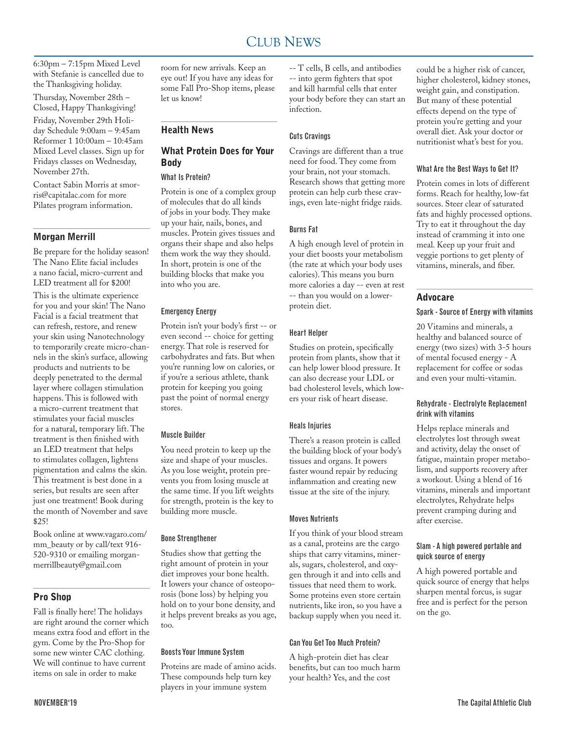6:30pm – 7:15pm Mixed Level with Stefanie is cancelled due to the Thanksgiving holiday.

Thursday, November 28th – Closed, Happy Thanksgiving!

Friday, November 29th Holiday Schedule 9:00am – 9:45am Reformer 1 10:00am – 10:45am Mixed Level classes. Sign up for Fridays classes on Wednesday, November 27th.

Contact Sabin Morris at smorris@capitalac.com for more Pilates program information.

## Morgan Merrill

Be prepare for the holiday season! The Nano Elite facial includes a nano facial, micro-current and LED treatment all for $200!

This is the ultimate experience for you and your skin! The Nano Facial is a facial treatment that can refresh, restore, and renew your skin using Nanotechnology to temporarily create micro-channels in the skin's surface, allowing products and nutrients to be deeply penetrated to the dermal layer where collagen stimulation happens. This is followed with a micro-current treatment that stimulates your facial muscles for a natural, temporary lift. The treatment is then finished with an LED treatment that helps to stimulates collagen, lightens pigmentation and calms the skin. This treatment is best done in a series, but results are seen after just one treatment! Book during the month of November and save $25!

Book online at www.vagaro.com/mm_beauty or by call/text 916-520-9310 or emailing morganmerrillbeauty@gmail.com

## Pro Shop

Fall is finally here! The holidays are right around the corner which means extra food and effort in the gym. Come by the Pro-Shop for some new winter CAC clothing. We will continue to have current items on sale in order to make room for new arrivals. Keep an eye out! If you have any ideas for some Fall Pro-Shop items, please let us know!

## Health News

### What Protein Does for Your Body

#### What Is Protein?

Protein is one of a complex group of molecules that do all kinds of jobs in your body. They make up your hair, nails, bones, and muscles. Protein gives tissues and organs their shape and also helps them work the way they should. In short, protein is one of the building blocks that make you into who you are.

#### Emergency Energy

Protein isn't your body's first -- or even second -- choice for getting energy. That role is reserved for carbohydrates and fats. But when you're running low on calories, or if you're a serious athlete, thank protein for keeping you going past the point of normal energy stores.

#### Muscle Builder

You need protein to keep up the size and shape of your muscles. As you lose weight, protein prevents you from losing muscle at the same time. If you lift weights for strength, protein is the key to building more muscle.

#### Bone Strengthener

Studies show that getting the right amount of protein in your diet improves your bone health. It lowers your chance of osteoporosis (bone loss) by helping you hold on to your bone density, and it helps prevent breaks as you age, too.

#### Boosts Your Immune System

Proteins are made of amino acids. These compounds help turn key players in your immune system -- T cells, B cells, and antibodies -- into germ fighters that spot and kill harmful cells that enter your body before they can start an infection.

#### Cuts Cravings

Cravings are different than a true need for food. They come from your brain, not your stomach. Research shows that getting more protein can help curb these cravings, even late-night fridge raids.

#### Burns Fat

A high enough level of protein in your diet boosts your metabolism (the rate at which your body uses calories). This means you burn more calories a day -- even at rest -- than you would on a lower-protein diet.

#### Heart Helper

Studies on protein, specifically protein from plants, show that it can help lower blood pressure. It can also decrease your LDL or bad cholesterol levels, which lowers your risk of heart disease.

#### Heals Injuries

There's a reason protein is called the building block of your body's tissues and organs. It powers faster wound repair by reducing inflammation and creating new tissue at the site of the injury.

#### Moves Nutrients

If you think of your blood stream as a canal, proteins are the cargo ships that carry vitamins, minerals, sugars, cholesterol, and oxygen through it and into cells and tissues that need them to work. Some proteins even store certain nutrients, like iron, so you have a backup supply when you need it.

#### Can You Get Too Much Protein?

A high-protein diet has clear benefits, but can too much harm your health? Yes, and the cost could be a higher risk of cancer, higher cholesterol, kidney stones, weight gain, and constipation. But many of these potential effects depend on the type of protein you're getting and your overall diet. Ask your doctor or nutritionist what's best for you.

#### What Are the Best Ways to Get It?

Protein comes in lots of different forms. Reach for healthy, low-fat sources. Steer clear of saturated fats and highly processed options. Try to eat it throughout the day instead of cramming it into one meal. Keep up your fruit and veggie portions to get plenty of vitamins, minerals, and fiber.

## Advocare

#### Spark - Source of Energy with vitamins

20 Vitamins and minerals, a healthy and balanced source of energy (two sizes) with 3-5 hours of mental focused energy - A replacement for coffee or sodas and even your multi-vitamin.

#### Rehydrate - Electrolyte Replacement drink with vitamins

Helps replace minerals and electrolytes lost through sweat and activity, delay the onset of fatigue, maintain proper metabolism, and supports recovery after a workout. Using a blend of 16 vitamins, minerals and important electrolytes, Rehydrate helps prevent cramping during and after exercise.

#### Slam - A high powered portable and quick source of energy

A high powered portable and quick source of energy that helps sharpen mental forcus, is sugar free and is perfect for the person on the go.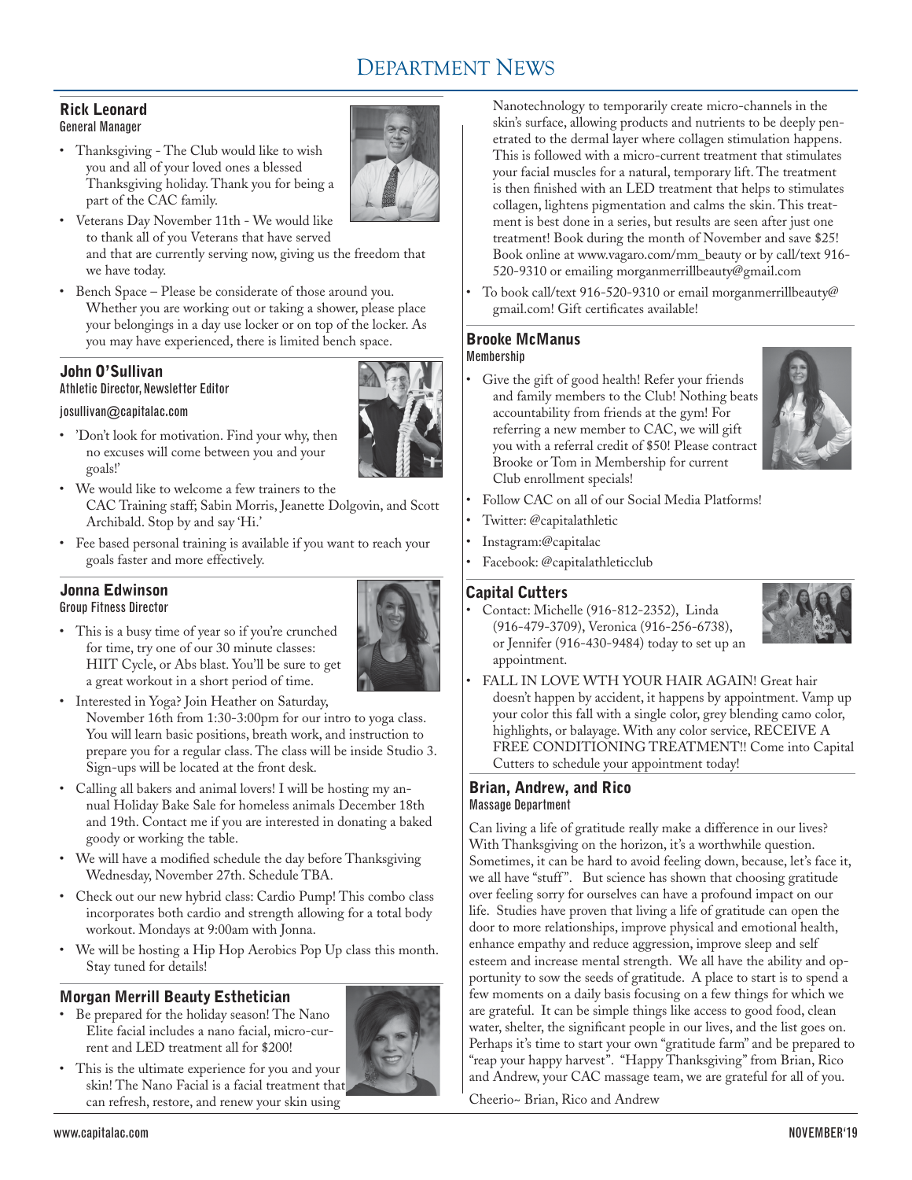# Department News

## Rick Leonard
General Manager

- Thanksgiving - The Club would like to wish you and all of your loved ones a blessed Thanksgiving holiday. Thank you for being a part of the CAC family.
- Veterans Day November 11th - We would like to thank all of you Veterans that have served and that are currently serving now, giving us the freedom that we have today.
- Bench Space – Please be considerate of those around you. Whether you are working out or taking a shower, please place your belongings in a day use locker or on top of the locker. As you may have experienced, there is limited bench space.

## John O'Sullivan
Athletic Director, Newsletter Editor

josullivan@capitalac.com

- 'Don't look for motivation. Find your why, then no excuses will come between you and your goals!'
- We would like to welcome a few trainers to the CAC Training staff; Sabin Morris, Jeanette Dolgovin, and Scott Archibald. Stop by and say 'Hi.'
- Fee based personal training is available if you want to reach your goals faster and more effectively.

## Jonna Edwinson
Group Fitness Director

- This is a busy time of year so if you're crunched for time, try one of our 30 minute classes: HIIT Cycle, or Abs blast. You'll be sure to get a great workout in a short period of time.
- Interested in Yoga? Join Heather on Saturday, November 16th from 1:30-3:00pm for our intro to yoga class. You will learn basic positions, breath work, and instruction to prepare you for a regular class. The class will be inside Studio 3. Sign-ups will be located at the front desk.
- Calling all bakers and animal lovers! I will be hosting my annual Holiday Bake Sale for homeless animals December 18th and 19th. Contact me if you are interested in donating a baked goody or working the table.
- We will have a modified schedule the day before Thanksgiving Wednesday, November 27th. Schedule TBA.
- Check out our new hybrid class: Cardio Pump! This combo class incorporates both cardio and strength allowing for a total body workout. Mondays at 9:00am with Jonna.
- We will be hosting a Hip Hop Aerobics Pop Up class this month. Stay tuned for details!

## Morgan Merrill Beauty Esthetician

- Be prepared for the holiday season! The Nano Elite facial includes a nano facial, micro-current and LED treatment all for $200!
- This is the ultimate experience for you and your skin! The Nano Facial is a facial treatment that can refresh, restore, and renew your skin using Nanotechnology to temporarily create micro-channels in the skin's surface, allowing products and nutrients to be deeply penetrated to the dermal layer where collagen stimulation happens. This is followed with a micro-current treatment that stimulates your facial muscles for a natural, temporary lift. The treatment is then finished with an LED treatment that helps to stimulates collagen, lightens pigmentation and calms the skin. This treatment is best done in a series, but results are seen after just one treatment! Book during the month of November and save $25! Book online at www.vagaro.com/mm_beauty or by call/text 916-520-9310 or emailing morganmerrillbeauty@gmail.com
- To book call/text 916-520-9310 or email morganmerrillbeauty@gmail.com! Gift certificates available!

## Brooke McManus
Membership

- Give the gift of good health! Refer your friends and family members to the Club! Nothing beats accountability from friends at the gym! For referring a new member to CAC, we will gift you with a referral credit of $50! Please contract Brooke or Tom in Membership for current Club enrollment specials!
- Follow CAC on all of our Social Media Platforms!
- Twitter: @capitalathletic
- Instagram:@capitalac
- Facebook: @capitalathleticclub

## Capital Cutters

- Contact: Michelle (916-812-2352), Linda (916-479-3709), Veronica (916-256-6738), or Jennifer (916-430-9484) today to set up an appointment.
- FALL IN LOVE WTH YOUR HAIR AGAIN! Great hair doesn't happen by accident, it happens by appointment. Vamp up your color this fall with a single color, grey blending camo color, highlights, or balayage. With any color service, RECEIVE A FREE CONDITIONING TREATMENT!! Come into Capital Cutters to schedule your appointment today!

## Brian, Andrew, and Rico
Massage Department

Can living a life of gratitude really make a difference in our lives? With Thanksgiving on the horizon, it's a worthwhile question. Sometimes, it can be hard to avoid feeling down, because, let's face it, we all have "stuff". But science has shown that choosing gratitude over feeling sorry for ourselves can have a profound impact on our life. Studies have proven that living a life of gratitude can open the door to more relationships, improve physical and emotional health, enhance empathy and reduce aggression, improve sleep and self esteem and increase mental strength. We all have the ability and opportunity to sow the seeds of gratitude. A place to start is to spend a few moments on a daily basis focusing on a few things for which we are grateful. It can be simple things like access to good food, clean water, shelter, the significant people in our lives, and the list goes on. Perhaps it's time to start your own "gratitude farm" and be prepared to "reap your happy harvest". "Happy Thanksgiving" from Brian, Rico and Andrew, your CAC massage team, we are grateful for all of you.

Cheerio~ Brian, Rico and Andrew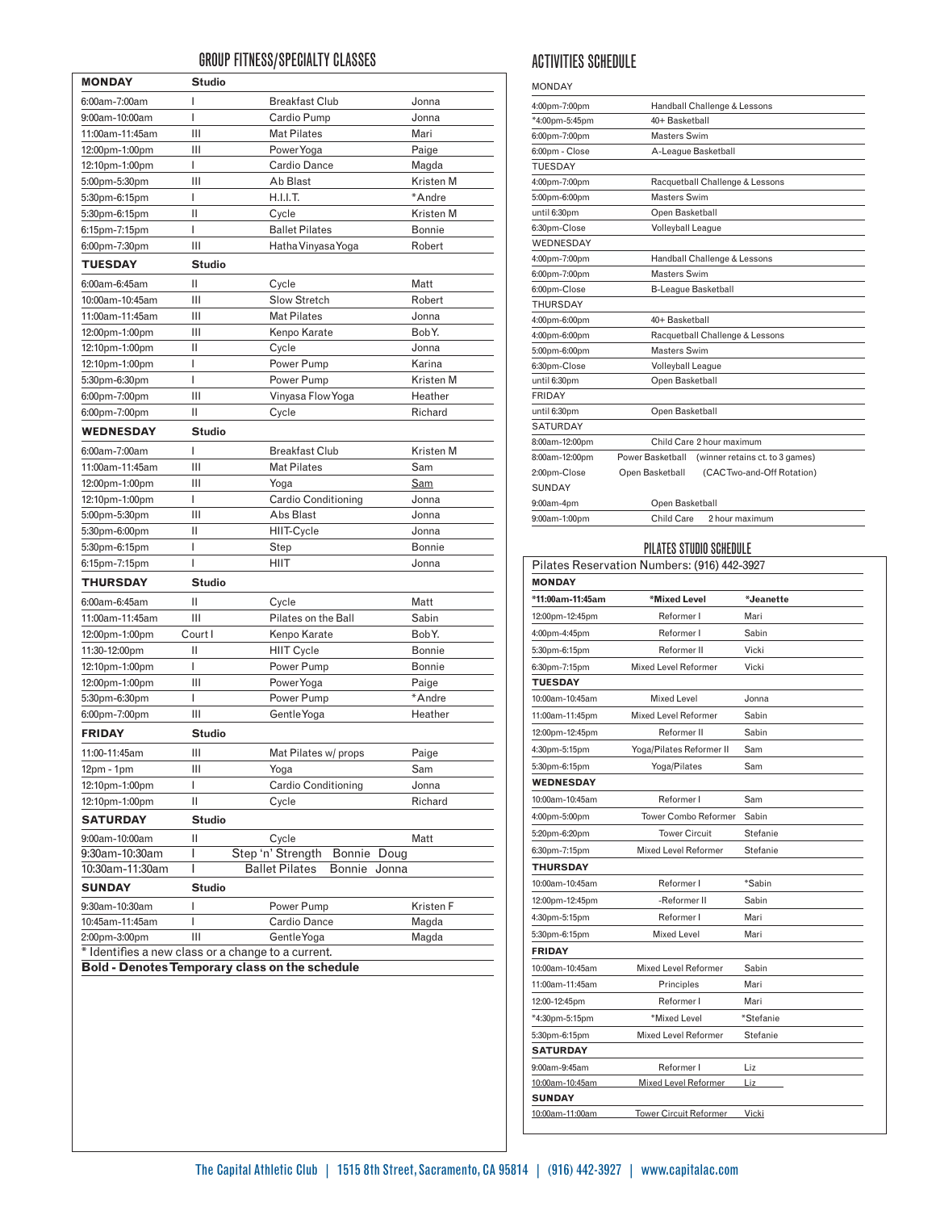## GROUP FITNESS/SPECIALTY CLASSES

| MONDAY | Studio | | |
|---|---|---|---|
| 6:00am-7:00am | I | Breakfast Club | Jonna |
| 9:00am-10:00am | I | Cardio Pump | Jonna |
| 11:00am-11:45am | III | Mat Pilates | Mari |
| 12:00pm-1:00pm | III | Power Yoga | Paige |
| 12:10pm-1:00pm | I | Cardio Dance | Magda |
| 5:00pm-5:30pm | III | Ab Blast | Kristen M |
| 5:30pm-6:15pm | I | H.I.I.T. | *Andre |
| 5:30pm-6:15pm | II | Cycle | Kristen M |
| 6:15pm-7:15pm | I | Ballet Pilates | Bonnie |
| 6:00pm-7:30pm | III | Hatha Vinyasa Yoga | Robert |
| **TUESDAY** | **Studio** | | |
| 6:00am-6:45am | II | Cycle | Matt |
| 10:00am-10:45am | III | Slow Stretch | Robert |
| 11:00am-11:45am | III | Mat Pilates | Jonna |
| 12:00pm-1:00pm | III | Kenpo Karate | Bob Y. |
| 12:10pm-1:00pm | II | Cycle | Jonna |
| 12:10pm-1:00pm | I | Power Pump | Karina |
| 5:30pm-6:30pm | I | Power Pump | Kristen M |
| 6:00pm-7:00pm | III | Vinyasa Flow Yoga | Heather |
| 6:00pm-7:00pm | II | Cycle | Richard |
| **WEDNESDAY** | **Studio** | | |
| 6:00am-7:00am | I | Breakfast Club | Kristen M |
| 11:00am-11:45am | III | Mat Pilates | Sam |
| 12:00pm-1:00pm | III | Yoga | Sam |
| 12:10pm-1:00pm | I | Cardio Conditioning | Jonna |
| 5:00pm-5:30pm | III | Abs Blast | Jonna |
| 5:30pm-6:00pm | II | HIIT-Cycle | Jonna |
| 5:30pm-6:15pm | I | Step | Bonnie |
| 6:15pm-7:15pm | I | HIIT | Jonna |
| **THURSDAY** | **Studio** | | |
| 6:00am-6:45am | II | Cycle | Matt |
| 11:00am-11:45am | III | Pilates on the Ball | Sabin |
| 12:00pm-1:00pm | Court I | Kenpo Karate | Bob Y. |
| 11:30-12:00pm | II | HIIT Cycle | Bonnie |
| 12:10pm-1:00pm | I | Power Pump | Bonnie |
| 12:00pm-1:00pm | III | Power Yoga | Paige |
| 5:30pm-6:30pm | I | Power Pump | *Andre |
| 6:00pm-7:00pm | III | Gentle Yoga | Heather |
| **FRIDAY** | **Studio** | | |
| 11:00-11:45am | III | Mat Pilates w/ props | Paige |
| 12pm - 1pm | III | Yoga | Sam |
| 12:10pm-1:00pm | I | Cardio Conditioning | Jonna |
| 12:10pm-1:00pm | II | Cycle | Richard |
| **SATURDAY** | **Studio** | | |
| 9:00am-10:00am | II | Cycle | Matt |
| 9:30am-10:30am | I | Step 'n' Strength | Bonnie Doug |
| 10:30am-11:30am | I | Ballet Pilates | Bonnie Jonna |
| **SUNDAY** | **Studio** | | |
| 9:30am-10:30am | I | Power Pump | Kristen F |
| 10:45am-11:45am | I | Cardio Dance | Magda |
| 2:00pm-3:00pm | III | Gentle Yoga | Magda |

\* Identifies a new class or a change to a current.

**Bold - Denotes Temporary class on the schedule**

## ACTIVITIES SCHEDULE

| MONDAY | | |
|---|---|---|
| 4:00pm-7:00pm | Handball Challenge & Lessons | |
| *4:00pm-5:45pm | 40+ Basketball | |
| 6:00pm-7:00pm | Masters Swim | |
| 6:00pm - Close | A-League Basketball | |
| TUESDAY | | |
| 4:00pm-7:00pm | Racquetball Challenge & Lessons | |
| 5:00pm-6:00pm | Masters Swim | |
| until 6:30pm | Open Basketball | |
| 6:30pm-Close | Volleyball League | |
| WEDNESDAY | | |
| 4:00pm-7:00pm | Handball Challenge & Lessons | |
| 6:00pm-7:00pm | Masters Swim | |
| 6:00pm-Close | B-League Basketball | |
| THURSDAY | | |
| 4:00pm-6:00pm | 40+ Basketball | |
| 4:00pm-6:00pm | Racquetball Challenge & Lessons | |
| 5:00pm-6:00pm | Masters Swim | |
| 6:30pm-Close | Volleyball League | |
| until 6:30pm | Open Basketball | |
| FRIDAY | | |
| until 6:30pm | Open Basketball | |
| SATURDAY | | |
| 8:00am-12:00pm | Child Care 2 hour maximum | |
| 8:00am-12:00pm | Power Basketball | (winner retains ct. to 3 games) |
| 2:00pm-Close | Open Basketball | (CAC Two-and-Off Rotation) |
| SUNDAY | | |
| 9:00am-4pm | Open Basketball | |
| 9:00am-1:00pm | Child Care | 2 hour maximum |

## PILATES STUDIO SCHEDULE

Pilates Reservation Numbers: (916) 442-3927

| MONDAY | | |
|---|---|---|
| *11:00am-11:45am | *Mixed Level | *Jeanette |
| 12:00pm-12:45pm | Reformer I | Mari |
| 4:00pm-4:45pm | Reformer I | Sabin |
| 5:30pm-6:15pm | Reformer II | Vicki |
| 6:30pm-7:15pm | Mixed Level Reformer | Vicki |
| **TUESDAY** | | |
| 10:00am-10:45am | Mixed Level | Jonna |
| 11:00am-11:45pm | Mixed Level Reformer | Sabin |
| 12:00pm-12:45pm | Reformer II | Sabin |
| 4:30pm-5:15pm | Yoga/Pilates Reformer II | Sam |
| 5:30pm-6:15pm | Yoga/Pilates | Sam |
| **WEDNESDAY** | | |
| 10:00am-10:45am | Reformer I | Sam |
| 4:00pm-5:00pm | Tower Combo Reformer | Sabin |
| 5:20pm-6:20pm | Tower Circuit | Stefanie |
| 6:30pm-7:15pm | Mixed Level Reformer | Stefanie |
| **THURSDAY** | | |
| 10:00am-10:45am | Reformer I | *Sabin |
| 12:00pm-12:45pm | -Reformer II | Sabin |
| 4:30pm-5:15pm | Reformer I | Mari |
| 5:30pm-6:15pm | Mixed Level | Mari |
| **FRIDAY** | | |
| 10:00am-10:45am | Mixed Level Reformer | Sabin |
| 11:00am-11:45am | Principles | Mari |
| 12:00-12:45pm | Reformer I | Mari |
| *4:30pm-5:15pm | *Mixed Level | *Stefanie |
| 5:30pm-6:15pm | Mixed Level Reformer | Stefanie |
| **SATURDAY** | | |
| 9:00am-9:45am | Reformer I | Liz |
| 10:00am-10:45am | Mixed Level Reformer | Liz |
| **SUNDAY** | | |
| 10:00am-11:00am | Tower Circuit Reformer | Vicki |

The Capital Athletic Club | 1515 8th Street, Sacramento, CA 95814 | (916) 442-3927 | www.capitalac.com